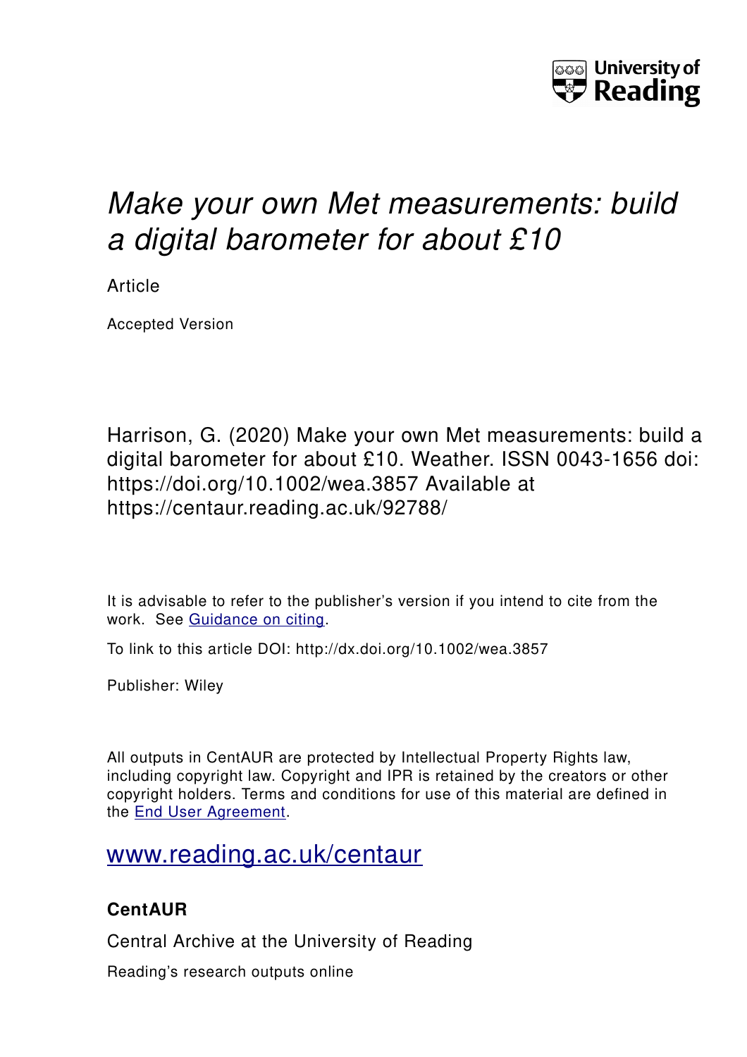University of Reading

# *Make your own Met measurements: build a digital barometer for about £10*

Article

Accepted Version

Harrison, G. (2020) Make your own Met measurements: build a digital barometer for about £10. Weather. ISSN 0043-1656 doi: https://doi.org/10.1002/wea.3857 Available at https://centaur.reading.ac.uk/92788/

It is advisable to refer to the publisher's version if you intend to cite from the work. See Guidance on citing.

To link to this article DOI: http://dx.doi.org/10.1002/wea.3857

Publisher: Wiley

All outputs in CentAUR are protected by Intellectual Property Rights law, including copyright law. Copyright and IPR is retained by the creators or other copyright holders. Terms and conditions for use of this material are defined in the End User Agreement.

www.reading.ac.uk/centaur

## CentAUR

Central Archive at the University of Reading

Reading's research outputs online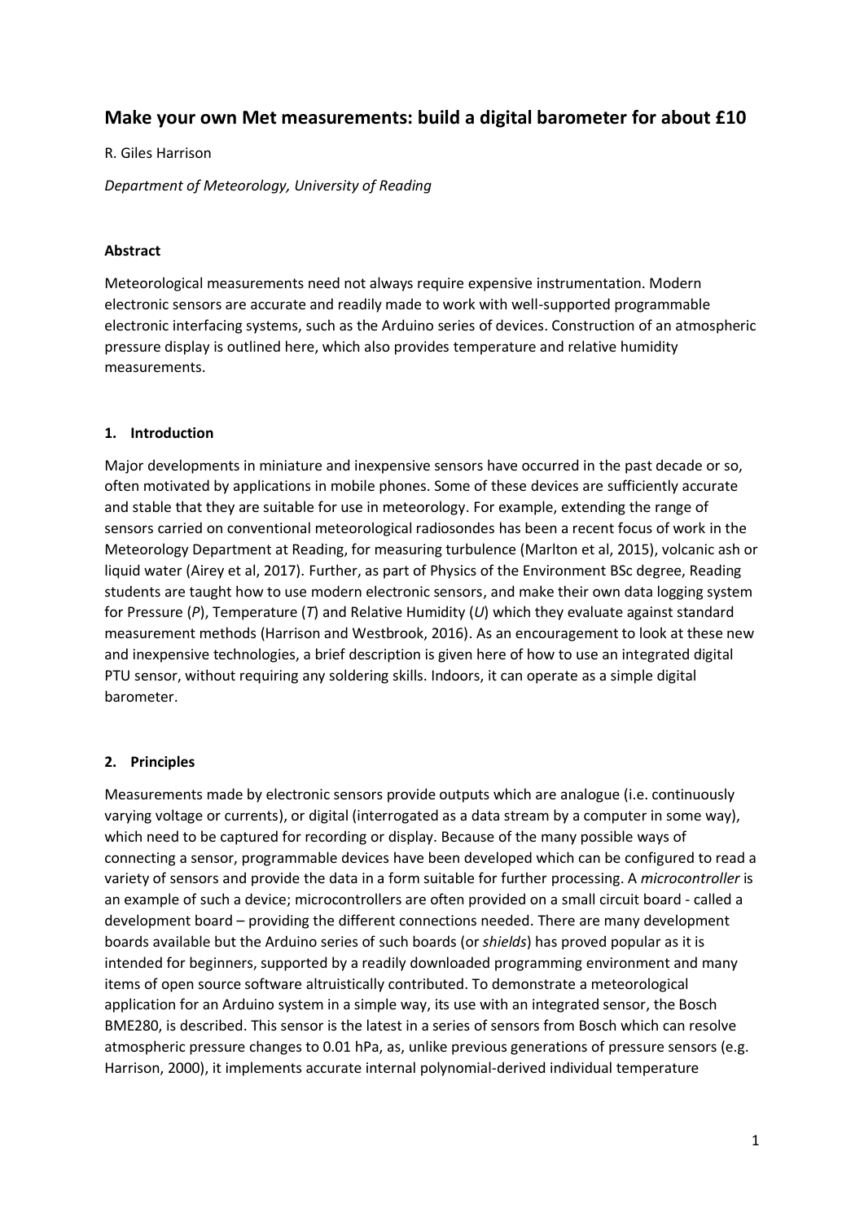## Make your own Met measurements: build a digital barometer for about £10

R. Giles Harrison

*Department of Meteorology, University of Reading*

**Abstract**

Meteorological measurements need not always require expensive instrumentation. Modern electronic sensors are accurate and readily made to work with well-supported programmable electronic interfacing systems, such as the Arduino series of devices. Construction of an atmospheric pressure display is outlined here, which also provides temperature and relative humidity measurements.

**1. Introduction**

Major developments in miniature and inexpensive sensors have occurred in the past decade or so, often motivated by applications in mobile phones. Some of these devices are sufficiently accurate and stable that they are suitable for use in meteorology. For example, extending the range of sensors carried on conventional meteorological radiosondes has been a recent focus of work in the Meteorology Department at Reading, for measuring turbulence (Marlton et al, 2015), volcanic ash or liquid water (Airey et al, 2017). Further, as part of Physics of the Environment BSc degree, Reading students are taught how to use modern electronic sensors, and make their own data logging system for Pressure (*P*), Temperature (*T*) and Relative Humidity (*U*) which they evaluate against standard measurement methods (Harrison and Westbrook, 2016). As an encouragement to look at these new and inexpensive technologies, a brief description is given here of how to use an integrated digital PTU sensor, without requiring any soldering skills. Indoors, it can operate as a simple digital barometer.

**2. Principles**

Measurements made by electronic sensors provide outputs which are analogue (i.e. continuously varying voltage or currents), or digital (interrogated as a data stream by a computer in some way), which need to be captured for recording or display. Because of the many possible ways of connecting a sensor, programmable devices have been developed which can be configured to read a variety of sensors and provide the data in a form suitable for further processing. A *microcontroller* is an example of such a device; microcontrollers are often provided on a small circuit board - called a development board – providing the different connections needed. There are many development boards available but the Arduino series of such boards (or *shields*) has proved popular as it is intended for beginners, supported by a readily downloaded programming environment and many items of open source software altruistically contributed. To demonstrate a meteorological application for an Arduino system in a simple way, its use with an integrated sensor, the Bosch BME280, is described. This sensor is the latest in a series of sensors from Bosch which can resolve atmospheric pressure changes to 0.01 hPa, as, unlike previous generations of pressure sensors (e.g. Harrison, 2000), it implements accurate internal polynomial-derived individual temperature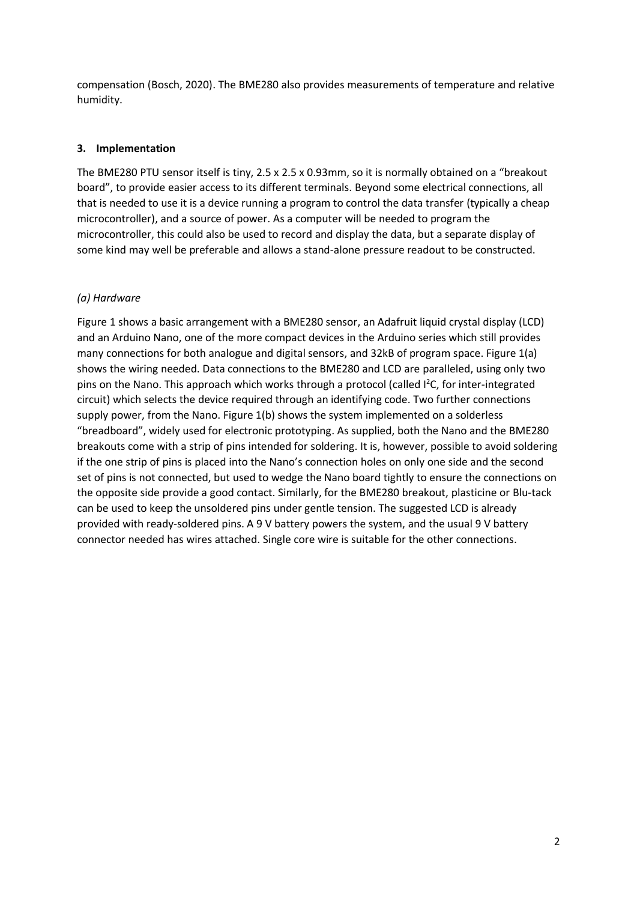compensation (Bosch, 2020). The BME280 also provides measurements of temperature and relative humidity.

## 3. Implementation

The BME280 PTU sensor itself is tiny, 2.5 x 2.5 x 0.93mm, so it is normally obtained on a "breakout board", to provide easier access to its different terminals. Beyond some electrical connections, all that is needed to use it is a device running a program to control the data transfer (typically a cheap microcontroller), and a source of power. As a computer will be needed to program the microcontroller, this could also be used to record and display the data, but a separate display of some kind may well be preferable and allows a stand-alone pressure readout to be constructed.

### *(a) Hardware*

Figure 1 shows a basic arrangement with a BME280 sensor, an Adafruit liquid crystal display (LCD) and an Arduino Nano, one of the more compact devices in the Arduino series which still provides many connections for both analogue and digital sensors, and 32kB of program space. Figure 1(a) shows the wiring needed. Data connections to the BME280 and LCD are paralleled, using only two pins on the Nano. This approach which works through a protocol (called $I^2C$, for inter-integrated circuit) which selects the device required through an identifying code. Two further connections supply power, from the Nano. Figure 1(b) shows the system implemented on a solderless "breadboard", widely used for electronic prototyping. As supplied, both the Nano and the BME280 breakouts come with a strip of pins intended for soldering. It is, however, possible to avoid soldering if the one strip of pins is placed into the Nano's connection holes on only one side and the second set of pins is not connected, but used to wedge the Nano board tightly to ensure the connections on the opposite side provide a good contact. Similarly, for the BME280 breakout, plasticine or Blu-tack can be used to keep the unsoldered pins under gentle tension. The suggested LCD is already provided with ready-soldered pins. A 9 V battery powers the system, and the usual 9 V battery connector needed has wires attached. Single core wire is suitable for the other connections.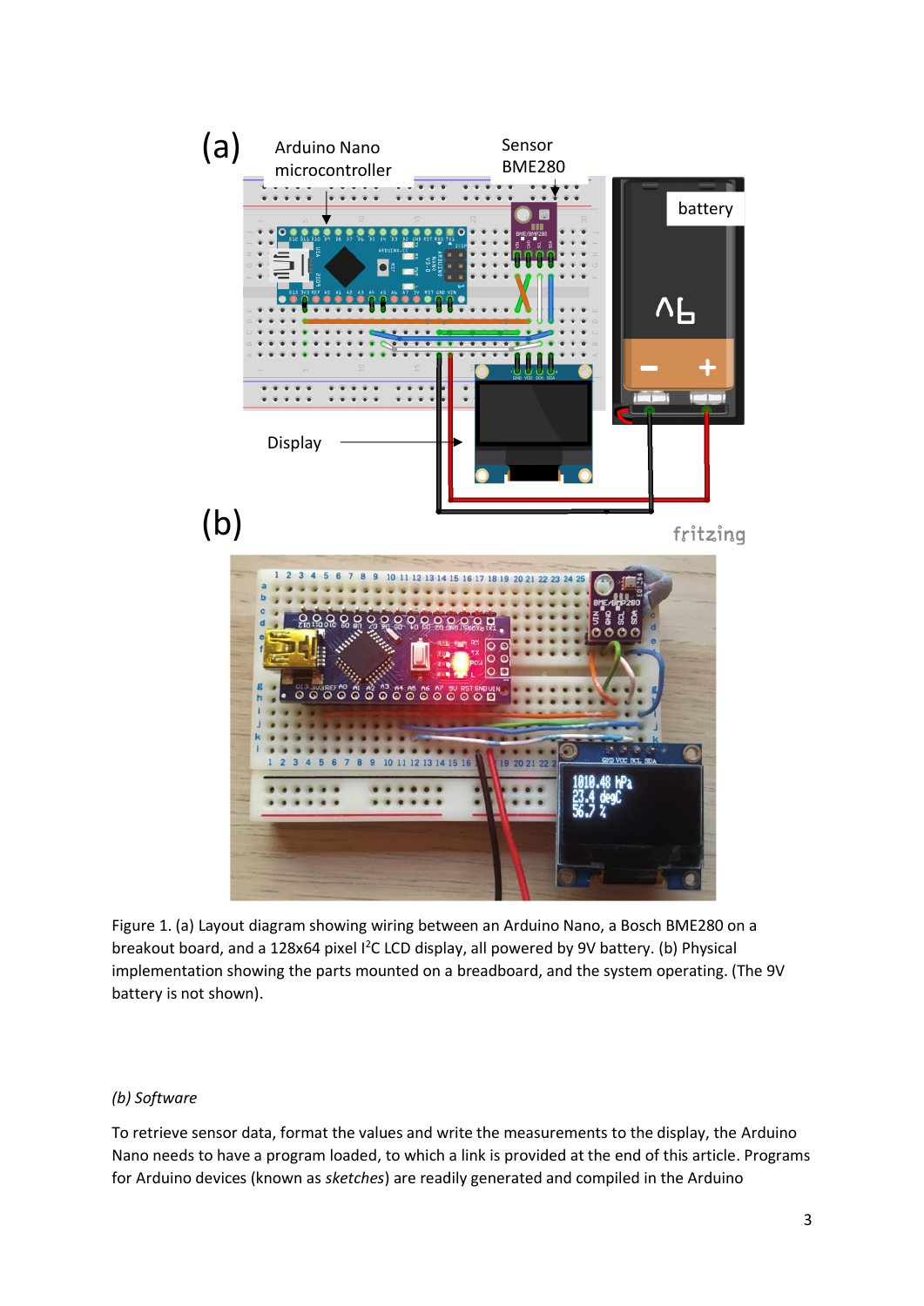Figure 1. (a) Layout diagram showing wiring between an Arduino Nano, a Bosch BME280 on a breakout board, and a 128x64 pixel $I^2C$ LCD display, all powered by 9V battery. (b) Physical implementation showing the parts mounted on a breadboard, and the system operating. (The 9V battery is not shown).

*(b) Software*

To retrieve sensor data, format the values and write the measurements to the display, the Arduino Nano needs to have a program loaded, to which a link is provided at the end of this article. Programs for Arduino devices (known as *sketches*) are readily generated and compiled in the Arduino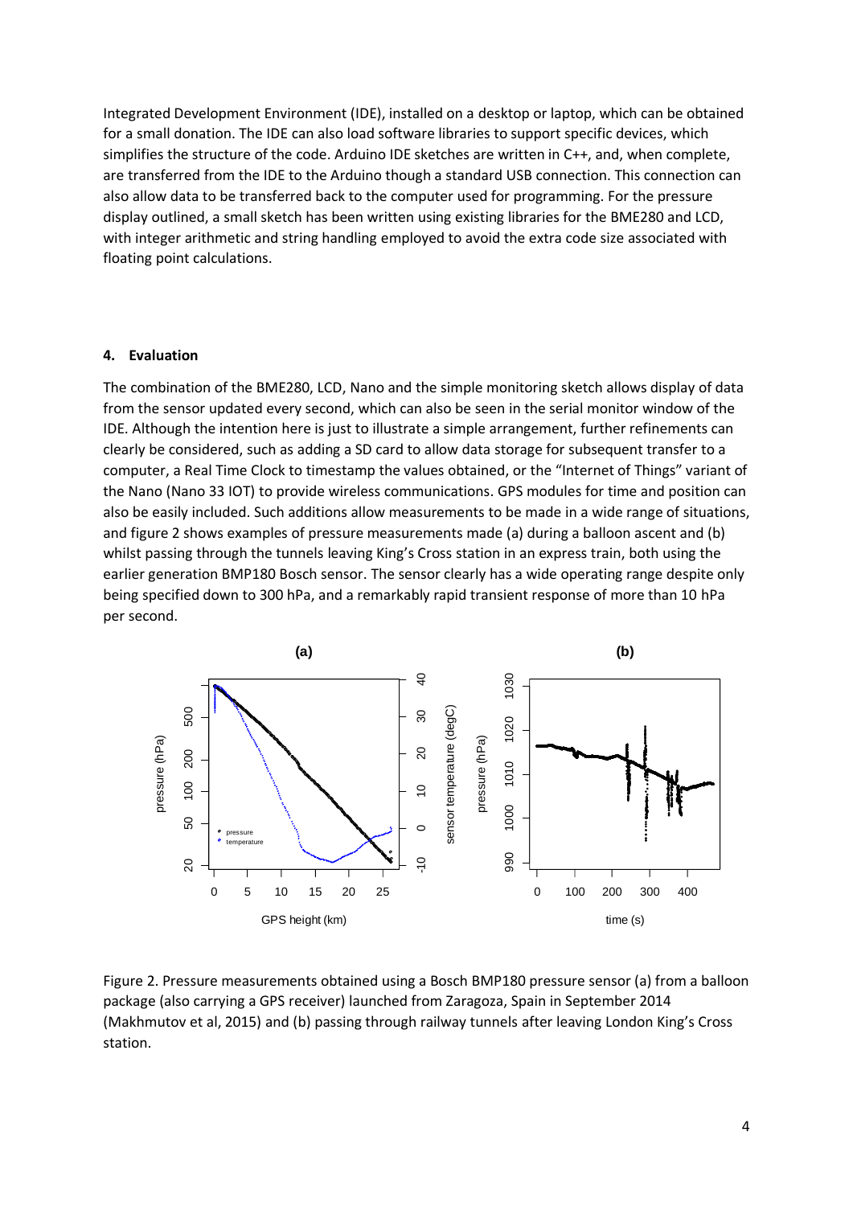Integrated Development Environment (IDE), installed on a desktop or laptop, which can be obtained for a small donation. The IDE can also load software libraries to support specific devices, which simplifies the structure of the code. Arduino IDE sketches are written in C++, and, when complete, are transferred from the IDE to the Arduino though a standard USB connection. This connection can also allow data to be transferred back to the computer used for programming. For the pressure display outlined, a small sketch has been written using existing libraries for the BME280 and LCD, with integer arithmetic and string handling employed to avoid the extra code size associated with floating point calculations.

## 4. Evaluation

The combination of the BME280, LCD, Nano and the simple monitoring sketch allows display of data from the sensor updated every second, which can also be seen in the serial monitor window of the IDE. Although the intention here is just to illustrate a simple arrangement, further refinements can clearly be considered, such as adding a SD card to allow data storage for subsequent transfer to a computer, a Real Time Clock to timestamp the values obtained, or the "Internet of Things" variant of the Nano (Nano 33 IOT) to provide wireless communications. GPS modules for time and position can also be easily included. Such additions allow measurements to be made in a wide range of situations, and figure 2 shows examples of pressure measurements made (a) during a balloon ascent and (b) whilst passing through the tunnels leaving King's Cross station in an express train, both using the earlier generation BMP180 Bosch sensor. The sensor clearly has a wide operating range despite only being specified down to 300 hPa, and a remarkably rapid transient response of more than 10 hPa per second.

Figure 2. Pressure measurements obtained using a Bosch BMP180 pressure sensor (a) from a balloon package (also carrying a GPS receiver) launched from Zaragoza, Spain in September 2014 (Makhmutov et al, 2015) and (b) passing through railway tunnels after leaving London King's Cross station.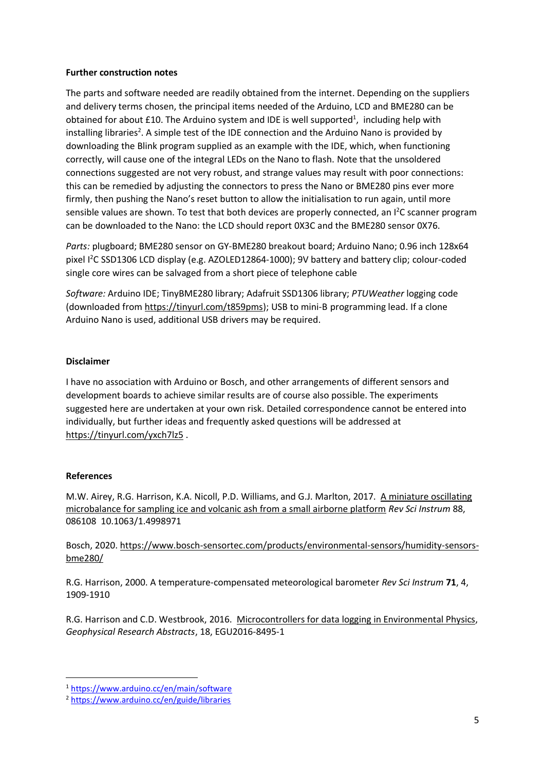**Further construction notes**

The parts and software needed are readily obtained from the internet. Depending on the suppliers and delivery terms chosen, the principal items needed of the Arduino, LCD and BME280 can be obtained for about £10. The Arduino system and IDE is well supported[1], including help with installing libraries[2]. A simple test of the IDE connection and the Arduino Nano is provided by downloading the Blink program supplied as an example with the IDE, which, when functioning correctly, will cause one of the integral LEDs on the Nano to flash. Note that the unsoldered connections suggested are not very robust, and strange values may result with poor connections: this can be remedied by adjusting the connectors to press the Nano or BME280 pins ever more firmly, then pushing the Nano's reset button to allow the initialisation to run again, until more sensible values are shown. To test that both devices are properly connected, an $I^2C$ scanner program can be downloaded to the Nano: the LCD should report 0X3C and the BME280 sensor 0X76.

*Parts:* plugboard; BME280 sensor on GY-BME280 breakout board; Arduino Nano; 0.96 inch 128x64 pixel $I^2C$ SSD1306 LCD display (e.g. AZOLED12864-1000); 9V battery and battery clip; colour-coded single core wires can be salvaged from a short piece of telephone cable

*Software:* Arduino IDE; TinyBME280 library; Adafruit SSD1306 library; *PTUWeather* logging code (downloaded from https://tinyurl.com/t859pms); USB to mini-B programming lead. If a clone Arduino Nano is used, additional USB drivers may be required.

**Disclaimer**

I have no association with Arduino or Bosch, and other arrangements of different sensors and development boards to achieve similar results are of course also possible. The experiments suggested here are undertaken at your own risk. Detailed correspondence cannot be entered into individually, but further ideas and frequently asked questions will be addressed at https://tinyurl.com/yxch7lz5 .

**References**

M.W. Airey, R.G. Harrison, K.A. Nicoll, P.D. Williams, and G.J. Marlton, 2017. A miniature oscillating microbalance for sampling ice and volcanic ash from a small airborne platform *Rev Sci Instrum* 88, 086108 10.1063/1.4998971

Bosch, 2020. https://www.bosch-sensortec.com/products/environmental-sensors/humidity-sensors-bme280/

R.G. Harrison, 2000. A temperature-compensated meteorological barometer *Rev Sci Instrum* **71**, 4, 1909-1910

R.G. Harrison and C.D. Westbrook, 2016. Microcontrollers for data logging in Environmental Physics, *Geophysical Research Abstracts*, 18, EGU2016-8495-1

[1] https://www.arduino.cc/en/main/software

[2] https://www.arduino.cc/en/guide/libraries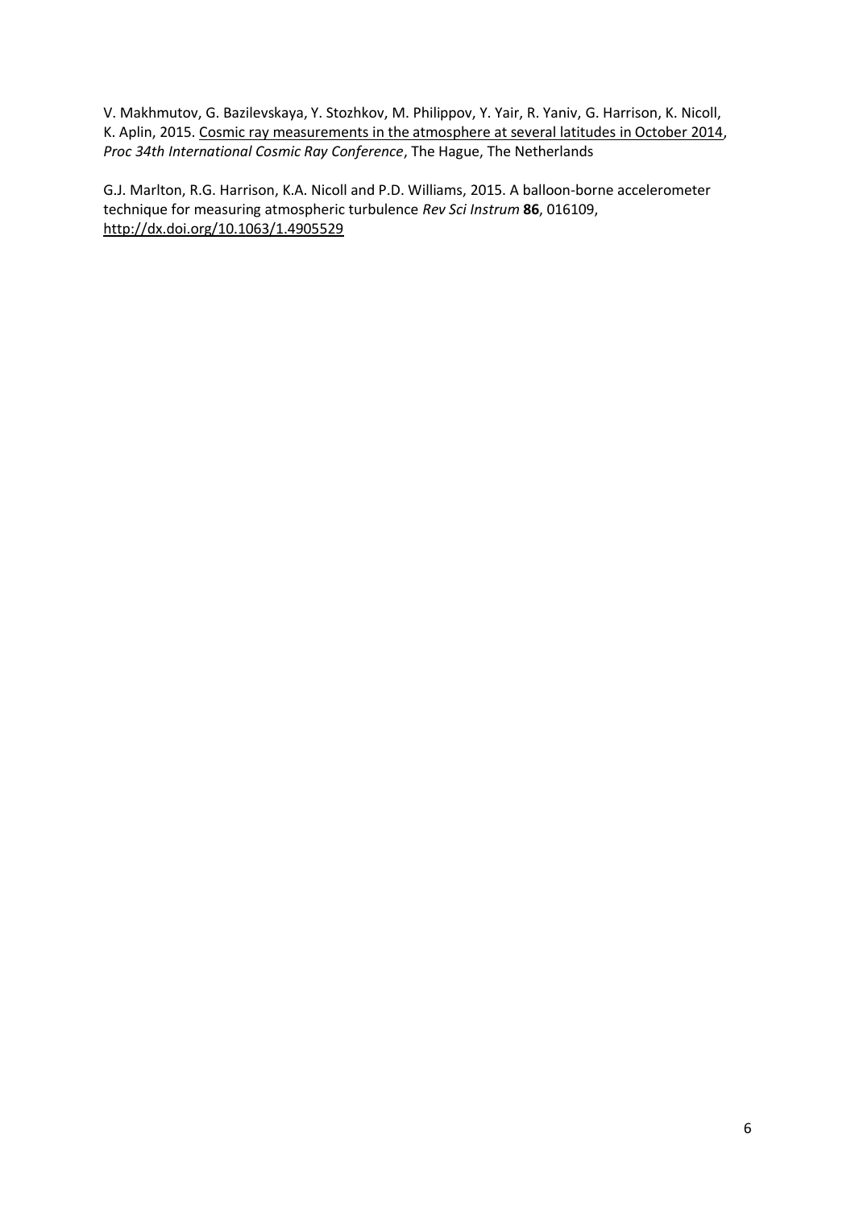V. Makhmutov, G. Bazilevskaya, Y. Stozhkov, M. Philippov, Y. Yair, R. Yaniv, G. Harrison, K. Nicoll, K. Aplin, 2015. Cosmic ray measurements in the atmosphere at several latitudes in October 2014, *Proc 34th International Cosmic Ray Conference*, The Hague, The Netherlands

G.J. Marlton, R.G. Harrison, K.A. Nicoll and P.D. Williams, 2015. A balloon-borne accelerometer technique for measuring atmospheric turbulence *Rev Sci Instrum* **86**, 016109, http://dx.doi.org/10.1063/1.4905529